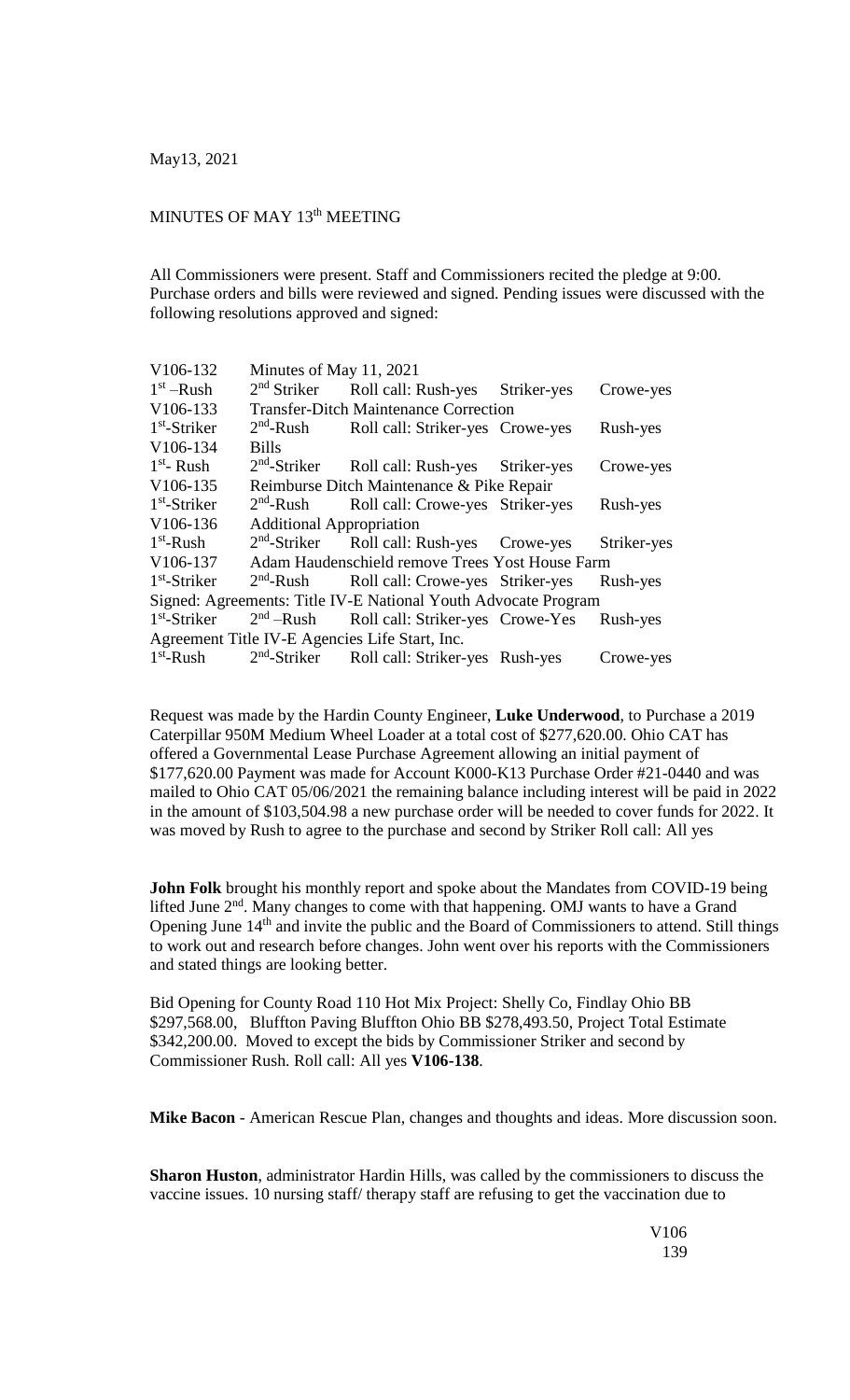May13, 2021

MINUTES OF MAY 13th MEETING

All Commissioners were present. Staff and Commissioners recited the pledge at 9:00. Purchase orders and bills were reviewed and signed. Pending issues were discussed with the following resolutions approved and signed:

| | | | | |
|---|---|---|---|---|
| V106-132 | Minutes of May 11, 2021 | | | |
| 1st –Rush | 2nd Striker | Roll call: Rush-yes | Striker-yes | Crowe-yes |
| V106-133 | Transfer-Ditch Maintenance Correction | | | |
| 1st-Striker | 2nd-Rush | Roll call: Striker-yes | Crowe-yes | Rush-yes |
| V106-134 | Bills | | | |
| 1st- Rush | 2nd-Striker | Roll call: Rush-yes | Striker-yes | Crowe-yes |
| V106-135 | Reimburse Ditch Maintenance & Pike Repair | | | |
| 1st-Striker | 2nd-Rush | Roll call: Crowe-yes | Striker-yes | Rush-yes |
| V106-136 | Additional Appropriation | | | |
| 1st-Rush | 2nd-Striker | Roll call: Rush-yes | Crowe-yes | Striker-yes |
| V106-137 | Adam Haudenschield remove Trees Yost House Farm | | | |
| 1st-Striker | 2nd-Rush | Roll call: Crowe-yes | Striker-yes | Rush-yes |
| Signed: Agreements: Title IV-E National Youth Advocate Program | | | | |
| 1st-Striker | 2nd –Rush | Roll call: Striker-yes | Crowe-Yes | Rush-yes |
| Agreement Title IV-E Agencies Life Start, Inc. | | | | |
| 1st-Rush | 2nd-Striker | Roll call: Striker-yes | Rush-yes | Crowe-yes |

Request was made by the Hardin County Engineer, **Luke Underwood**, to Purchase a 2019 Caterpillar 950M Medium Wheel Loader at a total cost of $277,620.00. Ohio CAT has offered a Governmental Lease Purchase Agreement allowing an initial payment of $177,620.00 Payment was made for Account K000-K13 Purchase Order #21-0440 and was mailed to Ohio CAT 05/06/2021 the remaining balance including interest will be paid in 2022 in the amount of $103,504.98 a new purchase order will be needed to cover funds for 2022. It was moved by Rush to agree to the purchase and second by Striker Roll call: All yes

**John Folk** brought his monthly report and spoke about the Mandates from COVID-19 being lifted June 2nd. Many changes to come with that happening. OMJ wants to have a Grand Opening June 14th and invite the public and the Board of Commissioners to attend. Still things to work out and research before changes. John went over his reports with the Commissioners and stated things are looking better.

Bid Opening for County Road 110 Hot Mix Project: Shelly Co, Findlay Ohio BB $297,568.00, Bluffton Paving Bluffton Ohio BB $278,493.50, Project Total Estimate $342,200.00. Moved to except the bids by Commissioner Striker and second by Commissioner Rush. Roll call: All yes **V106-138**.

**Mike Bacon** - American Rescue Plan, changes and thoughts and ideas. More discussion soon.

**Sharon Huston**, administrator Hardin Hills, was called by the commissioners to discuss the vaccine issues. 10 nursing staff/ therapy staff are refusing to get the vaccination due to

V106
139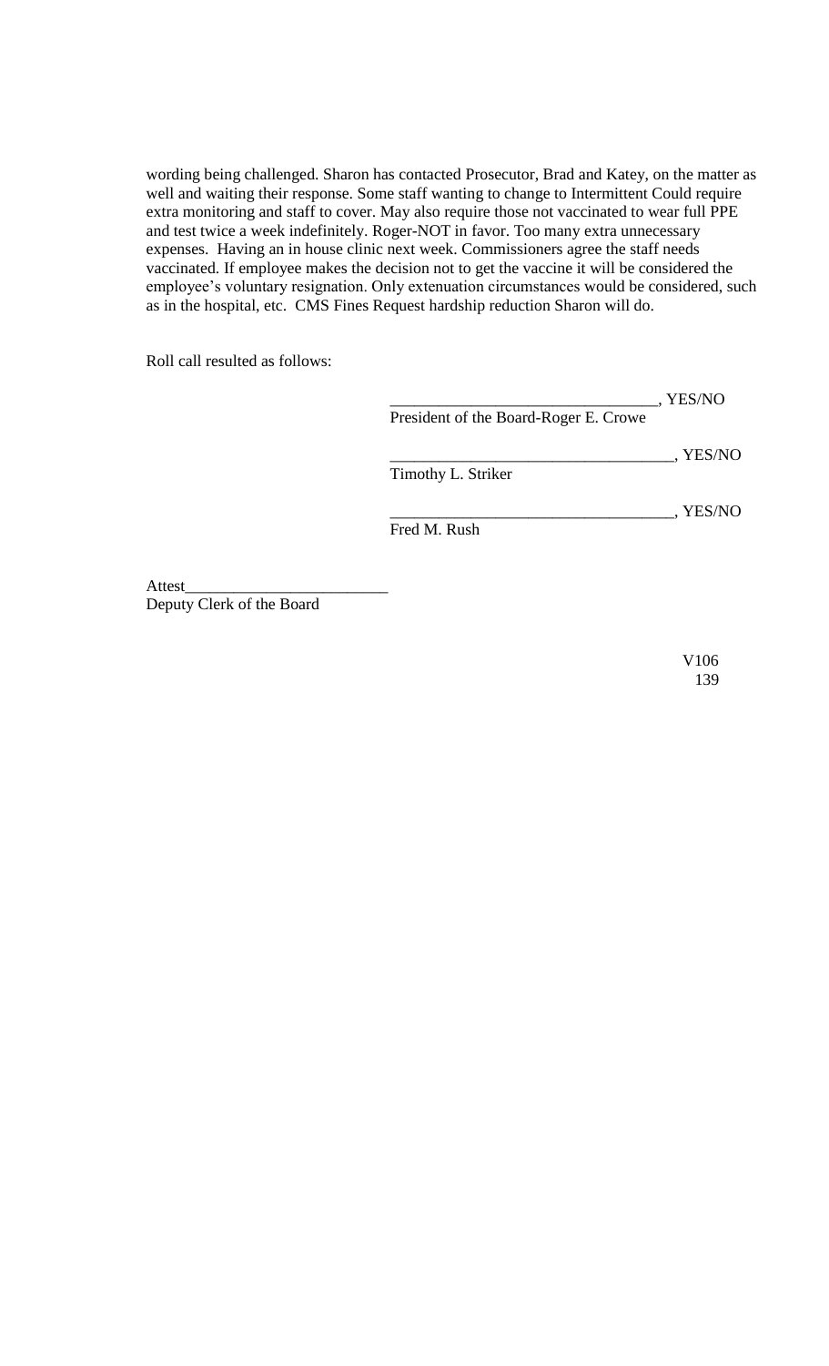wording being challenged. Sharon has contacted Prosecutor, Brad and Katey, on the matter as well and waiting their response. Some staff wanting to change to Intermittent Could require extra monitoring and staff to cover. May also require those not vaccinated to wear full PPE and test twice a week indefinitely. Roger-NOT in favor. Too many extra unnecessary expenses. Having an in house clinic next week. Commissioners agree the staff needs vaccinated. If employee makes the decision not to get the vaccine it will be considered the employee's voluntary resignation. Only extenuation circumstances would be considered, such as in the hospital, etc. CMS Fines Request hardship reduction Sharon will do.

Roll call resulted as follows:

________________________________, YES/NO
President of the Board-Roger E. Crowe

__________________________________, YES/NO
Timothy L. Striker

__________________________________, YES/NO
Fred M. Rush

Attest________________________
Deputy Clerk of the Board

V106
139